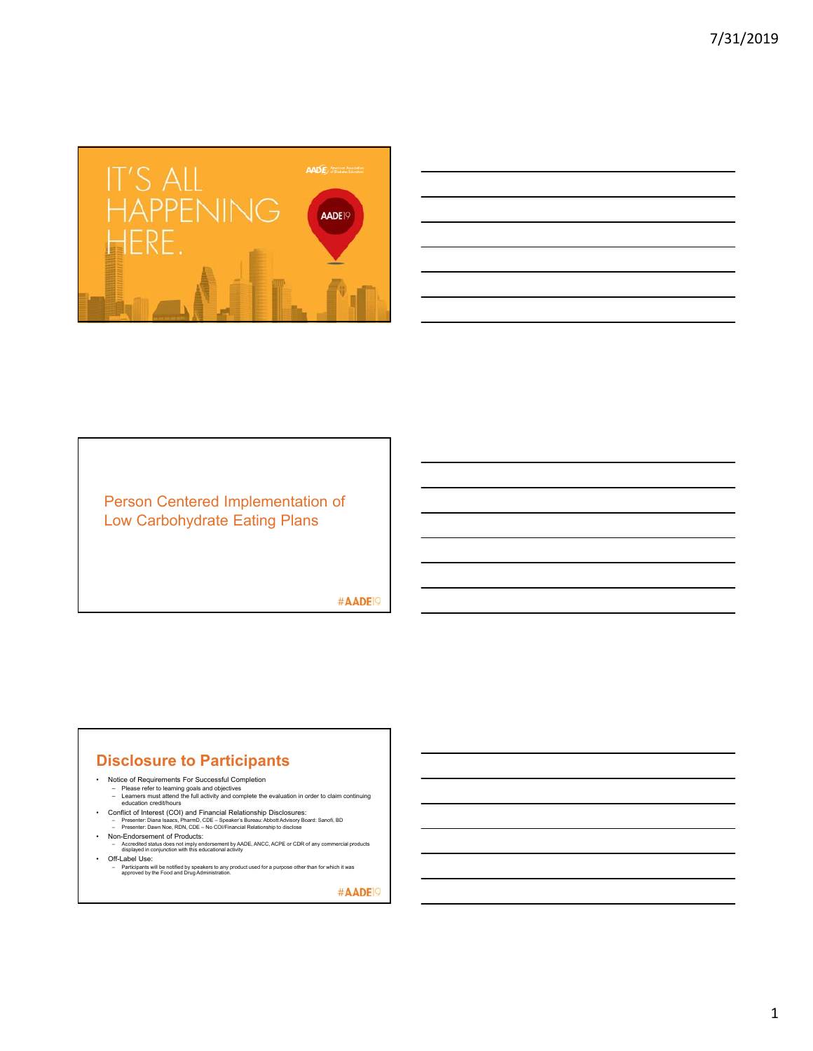IT'S ALL HAPPENING HERE.

AADE19

Person Centered Implementation of Low Carbohydrate Eating Plans

#AADE19

## Disclosure to Participants

- Notice of Requirements For Successful Completion
  - Please refer to learning goals and objectives
  - Learners must attend the full activity and complete the evaluation in order to claim continuing education credit/hours
- Conflict of Interest (COI) and Financial Relationship Disclosures:
  - Presenter: Diana Isaacs, PharmD, CDE – Speaker's Bureau: Abbott Advisory Board: Sanofi, BD
  - Presenter: Dawn Noe, RDN, CDE – No COI/Financial Relationship to disclose
- Non-Endorsement of Products:
  - Accredited status does not imply endorsement by AADE, ANCC, ACPE or CDR of any commercial products displayed in conjunction with this educational activity
- Off-Label Use:
  - Participants will be notified by speakers to any product used for a purpose other than for which it was approved by the Food and Drug Administration.

#AADE19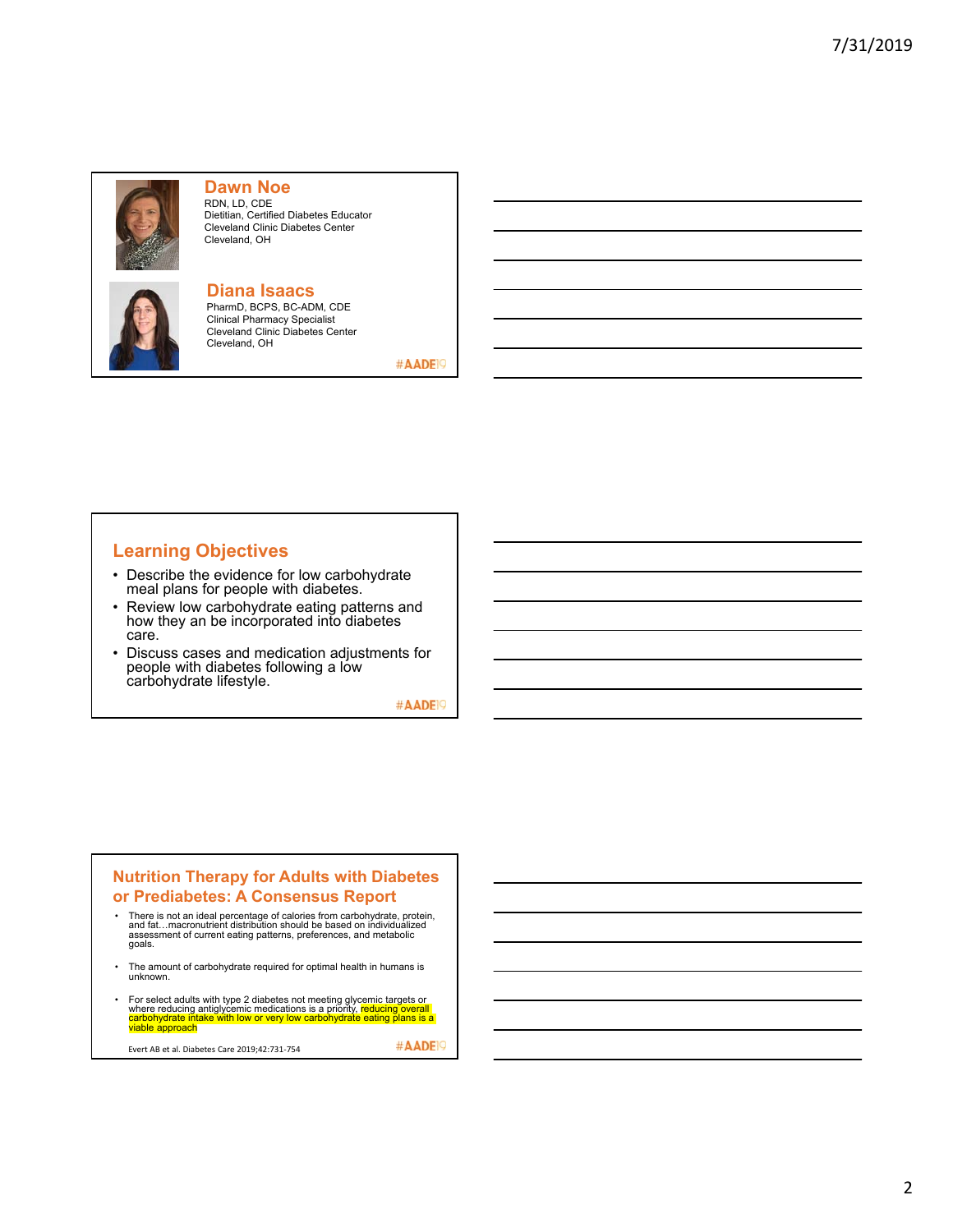## Dawn Noe

RDN, LD, CDE
Dietitian, Certified Diabetes Educator
Cleveland Clinic Diabetes Center
Cleveland, OH

## Diana Isaacs

PharmD, BCPS, BC-ADM, CDE
Clinical Pharmacy Specialist
Cleveland Clinic Diabetes Center
Cleveland, OH

#AADE19

## Learning Objectives

- Describe the evidence for low carbohydrate meal plans for people with diabetes.
- Review low carbohydrate eating patterns and how they an be incorporated into diabetes care.
- Discuss cases and medication adjustments for people with diabetes following a low carbohydrate lifestyle.

#AADE19

## Nutrition Therapy for Adults with Diabetes or Prediabetes: A Consensus Report

- There is not an ideal percentage of calories from carbohydrate, protein, and fat…macronutrient distribution should be based on individualized assessment of current eating patterns, preferences, and metabolic goals.
- The amount of carbohydrate required for optimal health in humans is unknown.
- For select adults with type 2 diabetes not meeting glycemic targets or where reducing antiglycemic medications is a priority, reducing overall carbohydrate intake with low or very low carbohydrate eating plans is a viable approach

Evert AB et al. Diabetes Care 2019;42:731-754

#AADE19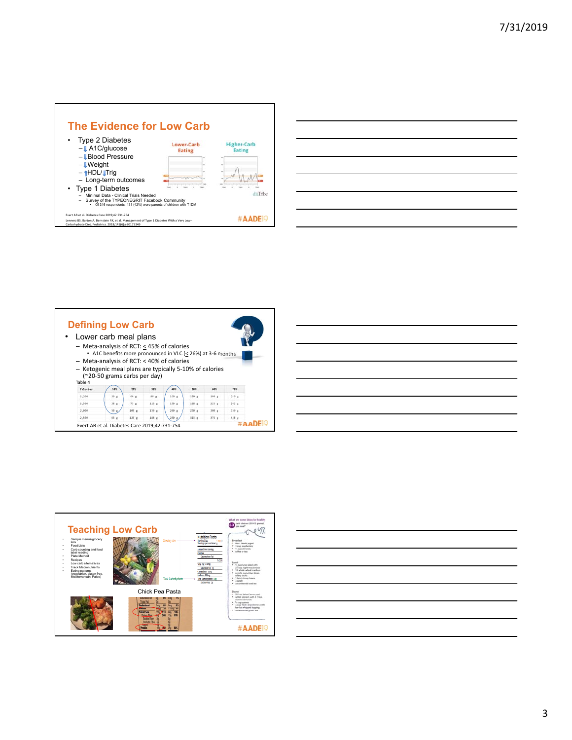## The Evidence for Low Carb

- Type 2 Diabetes
  - ↓ A1C/glucose
  - ↓ Blood Pressure
  - ↓ Weight
  - ↑ HDL/ ↓ Trig
  - Long-term outcomes
- Type 1 Diabetes
  - Minimal Data - Clinical Trials Needed
  - Survey of the TYPEONEGRIT Facebook Community
    - Of 316 respondents, 131 (42%) were parents of children with T1DM

Lower-Carb Eating | Higher-Carb Eating

diaTribe

Evert AB et al. Diabetes Care 2019;42:731-754

Lennerz BS, Barton A, Bernstein RK, et al. Management of Type 1 Diabetes With a Very Low–Carbohydrate Diet. Pediatrics. 2018;141(6):e20173349

#AADE19

## Defining Low Carb

- Lower carb meal plans
  - Meta-analysis of RCT: ≤ 45% of calories
    - A1C benefits more pronounced in VLC (≤ 26%) at 3-6 months
  - Meta-analysis of RCT: < 40% of calories
  - Ketogenic meal plans are typically 5-10% of calories (~20-50 grams carbs per day)

Table 4

| Calories | 10% | 20% | 30% | 40% | 50% | 60% | 70% |
|---|---|---|---|---|---|---|---|
| 1,200 | 30 g | 60 g | 90 g | 120 g | 150 g | 180 g | 210 g |
| 1,500 | 38 g | 75 g | 113 g | 150 g | 188 g | 225 g | 263 g |
| 2,000 | 50 g | 100 g | 150 g | 200 g | 250 g | 300 g | 350 g |
| 2,500 | 63 g | 125 g | 188 g | 250 g | 313 g | 375 g | 438 g |

Evert AB et al. Diabetes Care 2019;42:731-754

#AADE19

## Teaching Low Carb

- Sample menus/grocery lists
- Food Lists
- Carb counting and food label reading
- Plate Method
- Recipes
- Low carb alternatives
- Track Macronutrients
- Eating patterns (vegetarian, gluten free, Mediterranean, Paleo)

Serving size

Total Carbohydrate

Chick Pea Pasta

What are some ideas for healthy 2-3 carb choices (30-45 grams) per meal?

#AADE19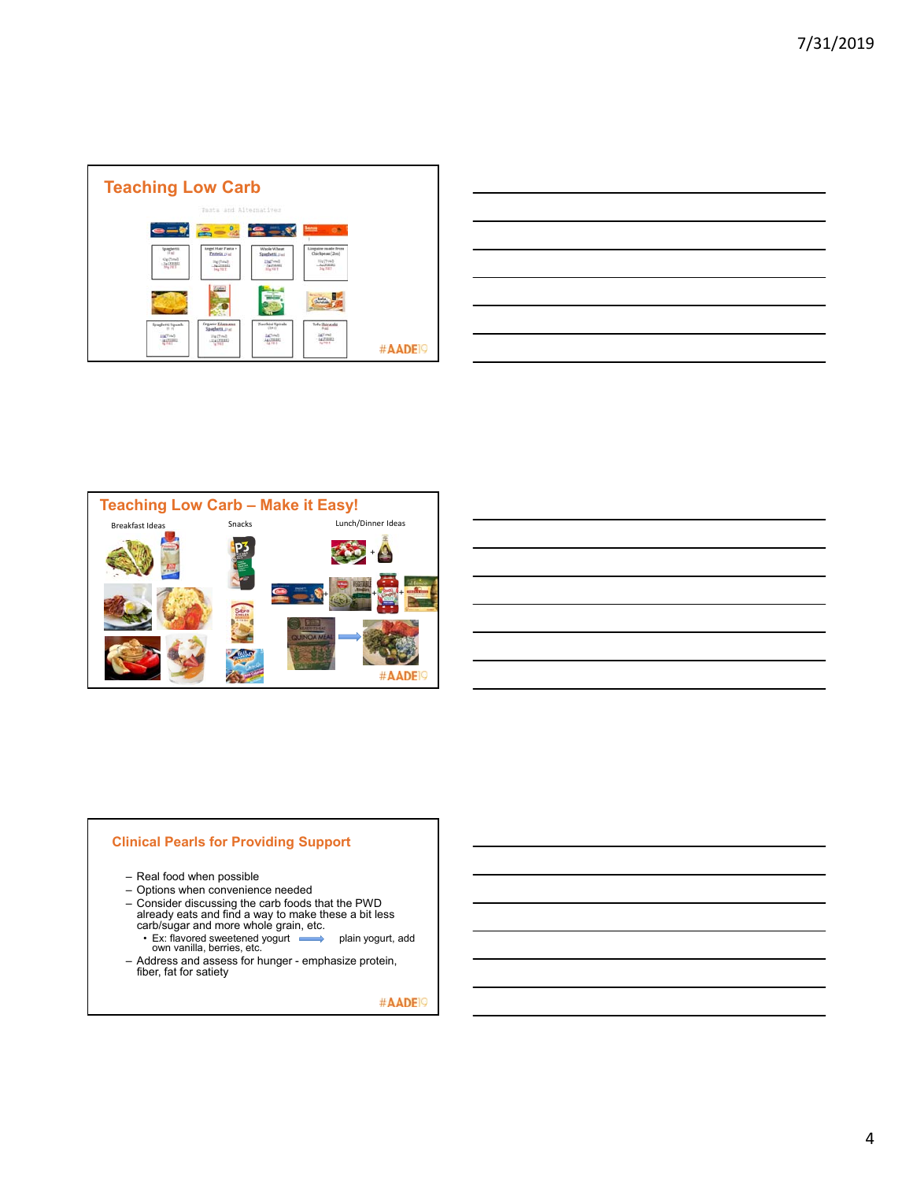## Teaching Low Carb

Pasta and Alternatives

| Spaghetti | Angel Hair Pasta + Protein | Whole Wheat Spaghetti | Linguine made from Chickpeas (2oz) |
| --- | --- | --- | --- |
| Spaghetti Squash | Organic Edamame Spaghetti | Zucchini Spirals | Tofu Shirataki |

#AADE19

## Teaching Low Carb – Make it Easy!

Breakfast Ideas

Snacks

Lunch/Dinner Ideas

#AADE19

## Clinical Pearls for Providing Support

- Real food when possible
- Options when convenience needed
- Consider discussing the carb foods that the PWD already eats and find a way to make these a bit less carb/sugar and more whole grain, etc.
  - Ex: flavored sweetened yogurt → plain yogurt, add own vanilla, berries, etc.
- Address and assess for hunger - emphasize protein, fiber, fat for satiety

#AADE19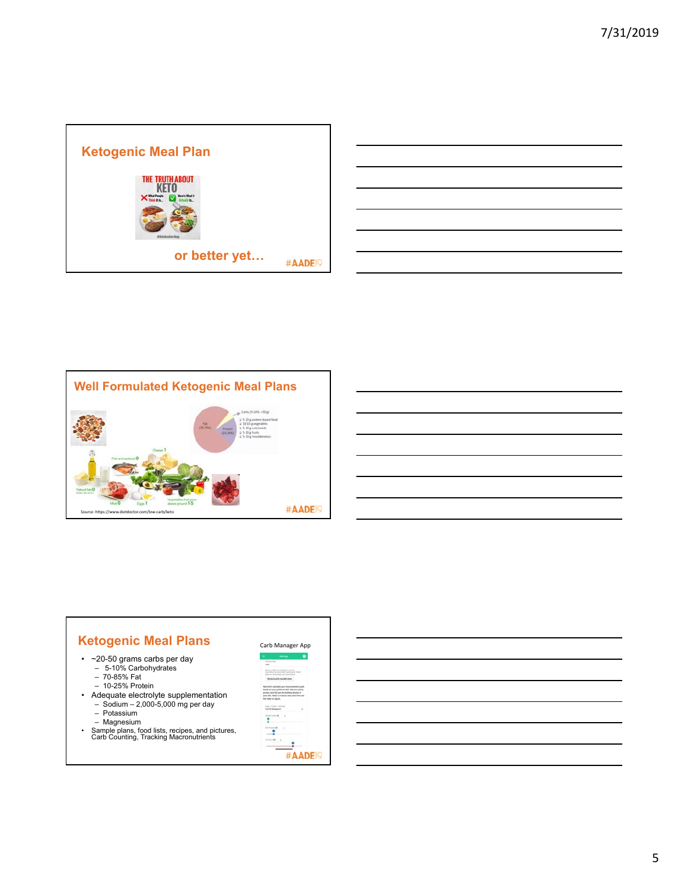## Ketogenic Meal Plan

THE TRUTH ABOUT KETO

or better yet…

#AADE19

## Well Formulated Ketogenic Meal Plans

Source: https://www.dietdoctor.com/low-carb/keto

#AADE19

## Ketogenic Meal Plans

Carb Manager App

- ~20-50 grams carbs per day
  - 5-10% Carbohydrates
  - 70-85% Fat
  - 10-25% Protein
- Adequate electrolyte supplementation
  - Sodium – 2,000-5,000 mg per day
  - Potassium
  - Magnesium
- Sample plans, food lists, recipes, and pictures, Carb Counting, Tracking Macronutrients

#AADE19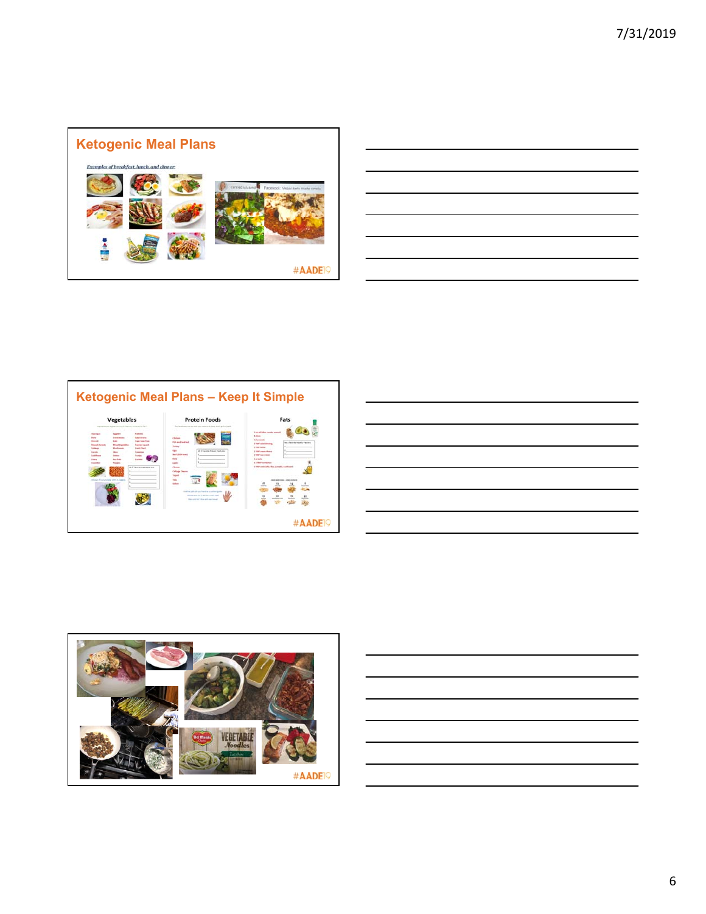## Ketogenic Meal Plans

*Examples of breakfast, lunch and dinner:*

## Ketogenic Meal Plans – Keep It Simple

Vegetables

Protein Foods

Fats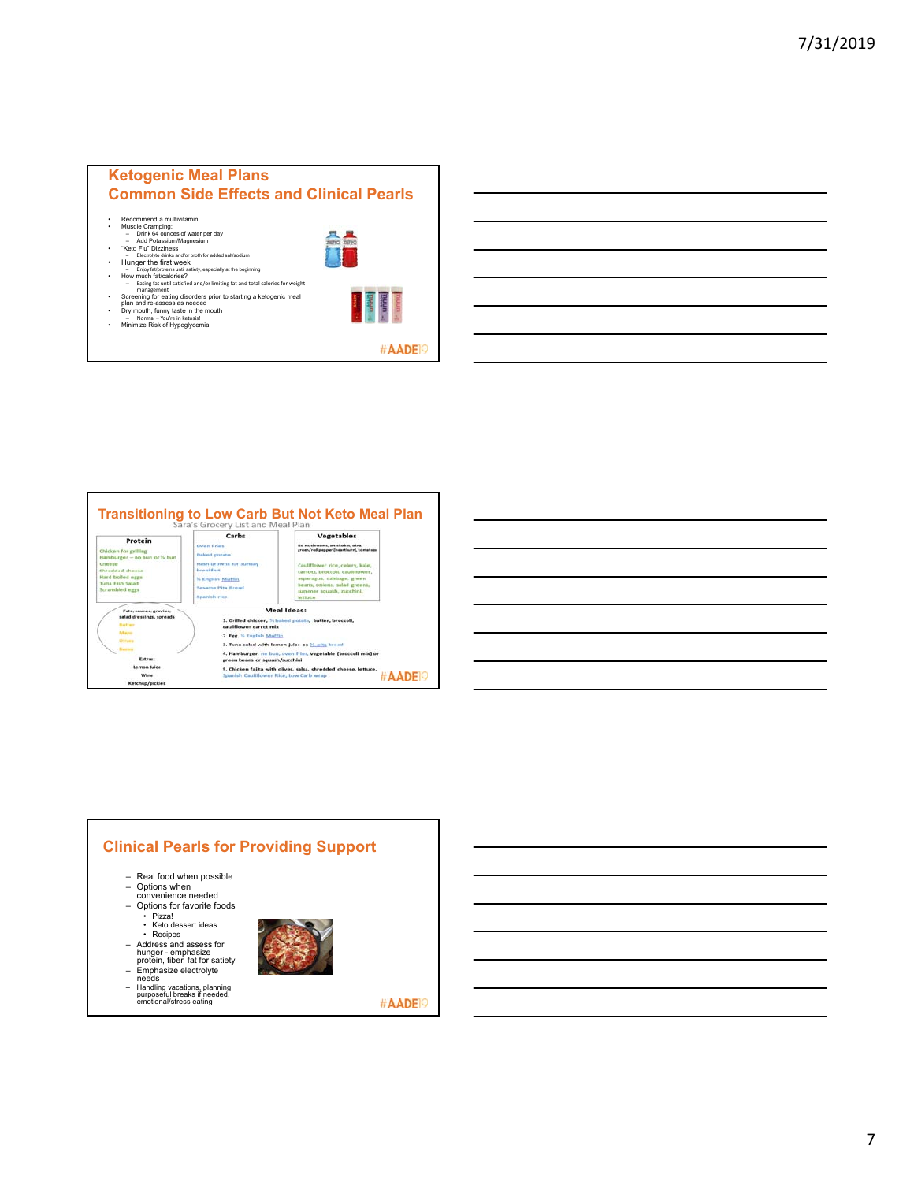## Ketogenic Meal Plans
## Common Side Effects and Clinical Pearls

- Recommend a multivitamin
- Muscle Cramping:
  - Drink 64 ounces of water per day
  - Add Potassium/Magnesium
- "Keto Flu" Dizziness
  - Electrolyte drinks and/or broth for added salt/sodium
- Hunger the first week
  - Enjoy fat/proteins until satiety, especially at the beginning
- How much fat/calories?
  - Eating fat until satisfied and/or limiting fat and total calories for weight management
- Screening for eating disorders prior to starting a ketogenic meal plan and re-assess as needed
- Dry mouth, funny taste in the mouth
  - Normal – You're in ketosis!
- Minimize Risk of Hypoglycemia

#AADE19

## Transitioning to Low Carb But Not Keto Meal Plan

Sara's Grocery List and Meal Plan

| Protein | Carbs | Vegetables |
|---|---|---|
| Chicken for grilling<br>Hamburger – no bun or ½ bun<br>Cheese<br>Shredded cheese<br>Hard boiled eggs<br>Tuna Fish Salad<br>Scrambled eggs | Oven Fries<br>Baked potato<br>Hash browns for Sunday breakfast<br>½ English Muffin<br>Sesame Pita Bread<br>Spanish rice | No mushrooms, artichoke, okra, green/red pepper (heartburn), tomatoes<br><br>Cauliflower rice, celery, kale, carrots, broccoli, cauliflower, asparagus, cabbage, green beans, onions, salad greens, summer squash, zucchini, lettuce |

Fats, sauces, gravies, salad dressings, spreads
- Butter
- Mayo
- Olives
- Bacon

Extras:
- Lemon Juice
- Wine
- Ketchup/pickles

**Meal Ideas:**

1. Grilled chicken, ½ baked potato, butter, broccoli, cauliflower carrot mix
2. Egg, ½ English Muffin
3. Tuna salad with lemon juice on ½ pita bread
4. Hamburger, no bun, oven fries, vegetable (broccoli rele) or green beans or squash/zucchini
5. Chicken fajita with olives, salsa, shredded cheese, lettuce, Spanish Cauliflower Rice, Low Carb wrap

#AADE19

## Clinical Pearls for Providing Support

- Real food when possible
- Options when convenience needed
- Options for favorite foods
  - Pizza!
  - Keto dessert ideas
  - Recipes
- Address and assess for hunger - emphasize protein, fiber, fat for satiety
- Emphasize electrolyte needs
- Handling vacations, planning purposeful breaks if needed, emotional/stress eating

#AADE19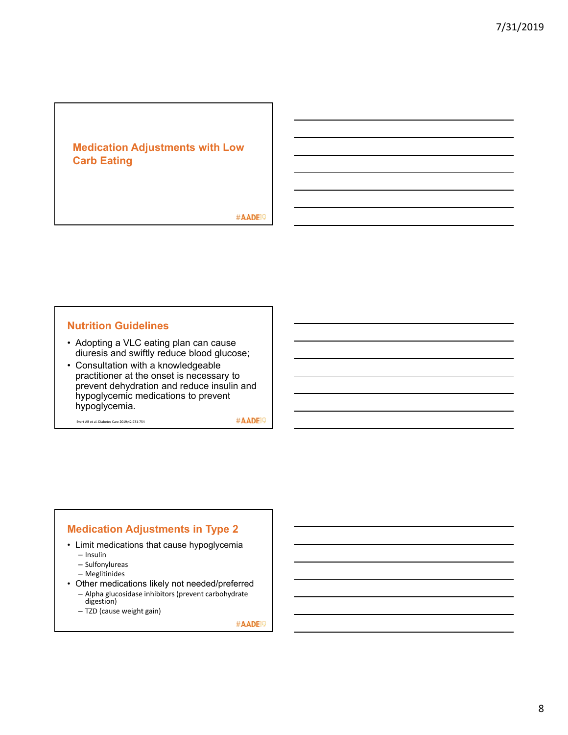## Medication Adjustments with Low Carb Eating

#AADE19

## Nutrition Guidelines

- Adopting a VLC eating plan can cause diuresis and swiftly reduce blood glucose;
- Consultation with a knowledgeable practitioner at the onset is necessary to prevent dehydration and reduce insulin and hypoglycemic medications to prevent hypoglycemia.

Evert AB et al. Diabetes Care 2019;42:731-754

#AADE19

## Medication Adjustments in Type 2

- Limit medications that cause hypoglycemia
  - Insulin
  - Sulfonylureas
  - Meglitinides
- Other medications likely not needed/preferred
  - Alpha glucosidase inhibitors (prevent carbohydrate digestion)
  - TZD (cause weight gain)

#AADE19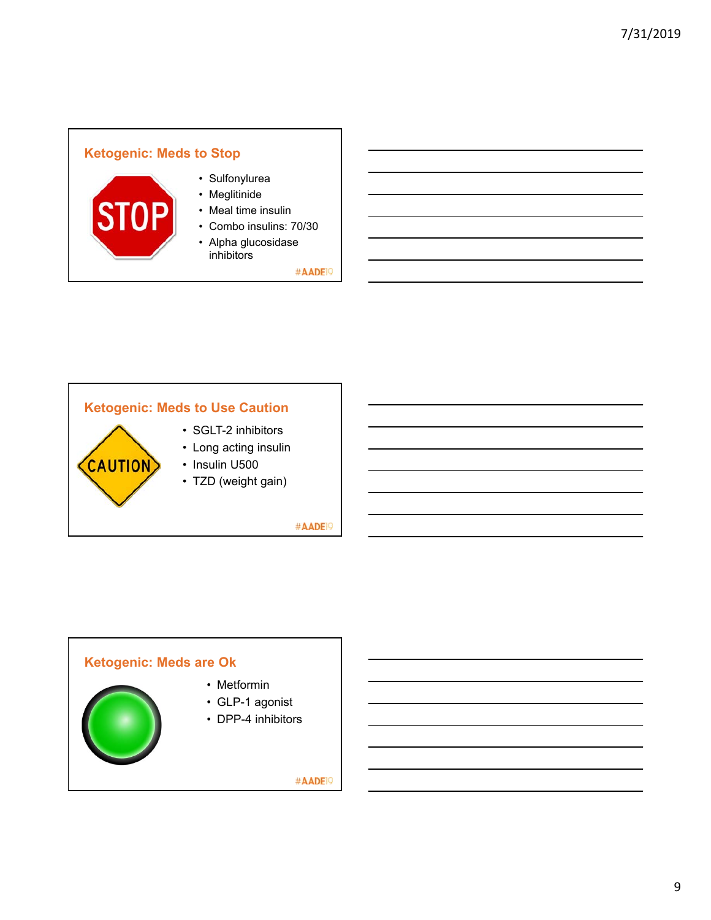## Ketogenic: Meds to Stop

- Sulfonylurea
- Meglitinide
- Meal time insulin
- Combo insulins: 70/30
- Alpha glucosidase inhibitors

#AADE19

## Ketogenic: Meds to Use Caution

- SGLT-2 inhibitors
- Long acting insulin
- Insulin U500
- TZD (weight gain)

#AADE19

## Ketogenic: Meds are Ok

- Metformin
- GLP-1 agonist
- DPP-4 inhibitors

#AADE19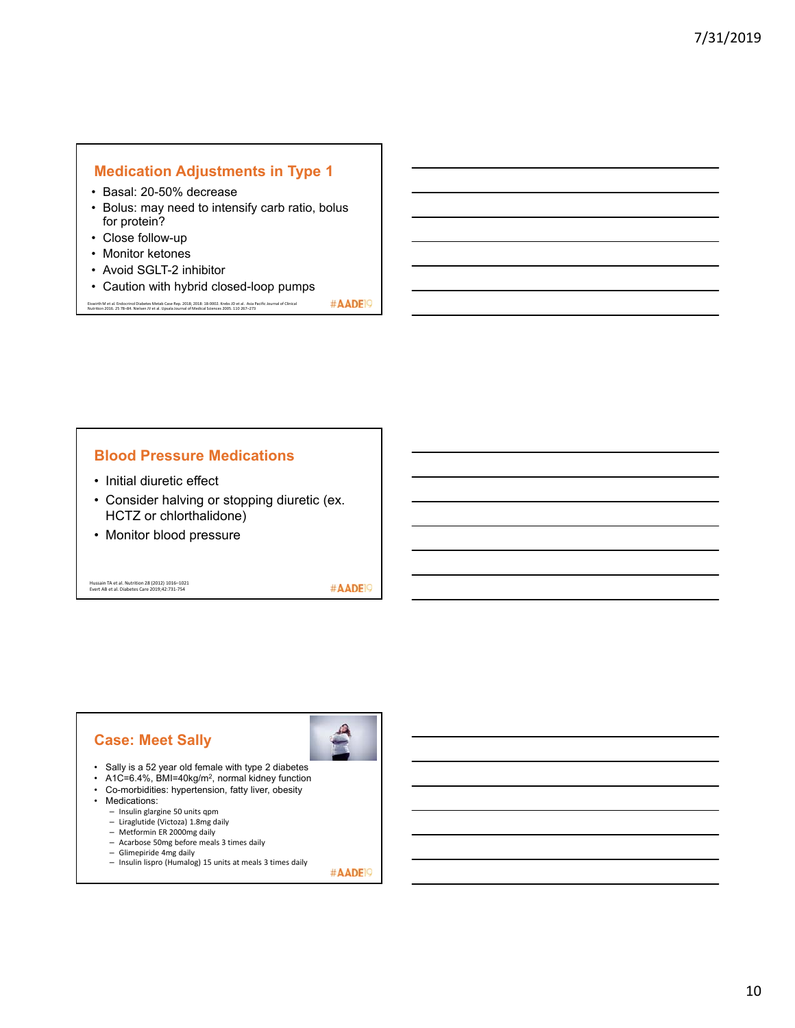## Medication Adjustments in Type 1

- Basal: 20-50% decrease
- Bolus: may need to intensify carb ratio, bolus for protein?
- Close follow-up
- Monitor ketones
- Avoid SGLT-2 inhibitor
- Caution with hybrid closed-loop pumps

Eiswirth M et al. Endocrinol Diabetes Metab Case Rep. 2018; 2018: 18-0002. Krebs JD et al. Asia Pacific Journal of Clinical Nutrition 2016. 25 78–84. Nielsen JV et al. Upsala Journal of Medical Sciences 2005. 110 267–273

#AADE19

## Blood Pressure Medications

- Initial diuretic effect
- Consider halving or stopping diuretic (ex. HCTZ or chlorthalidone)
- Monitor blood pressure

Hussain TA et al. Nutrition 28 (2012) 1016–1021
Evert AB et al. Diabetes Care 2019;42:731-754

#AADE19

## Case: Meet Sally

- Sally is a 52 year old female with type 2 diabetes
- A1C=6.4%, BMI=40kg/m$^2$, normal kidney function
- Co-morbidities: hypertension, fatty liver, obesity
- Medications:
  - Insulin glargine 50 units qpm
  - Liraglutide (Victoza) 1.8mg daily
  - Metformin ER 2000mg daily
  - Acarbose 50mg before meals 3 times daily
  - Glimepiride 4mg daily
  - Insulin lispro (Humalog) 15 units at meals 3 times daily

#AADE19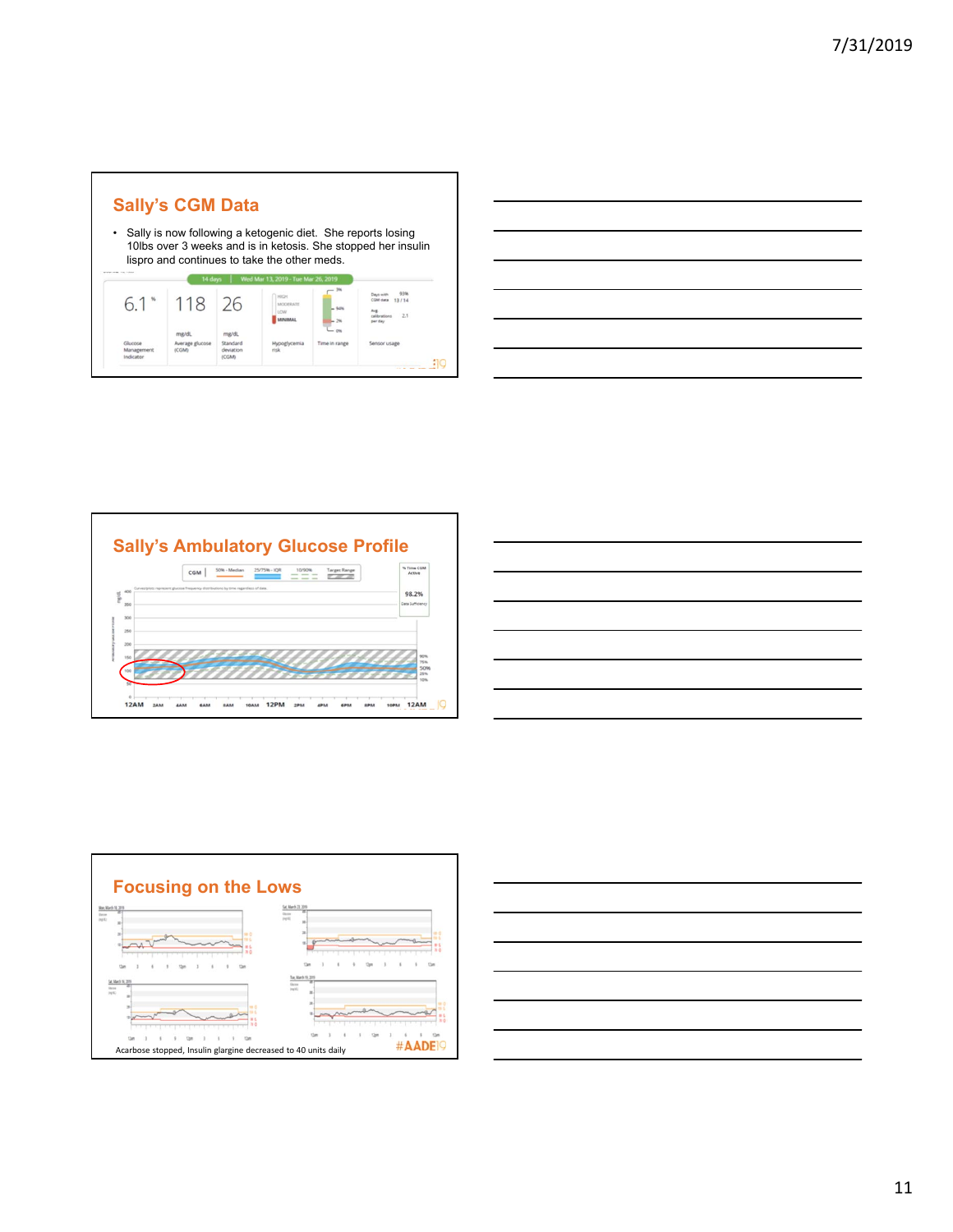## Sally's CGM Data

- Sally is now following a ketogenic diet. She reports losing 10lbs over 3 weeks and is in ketosis. She stopped her insulin lispro and continues to take the other meds.

14 days | Wed Mar 13, 2019 - Tue Mar 26, 2019

| 6.1 % | 118 mg/dL | 26 mg/dL | HIGH / MODERATE / LOW / MINIMAL | 3% / 94% / 2% / 0% | Days with CGM data 93% 13 / 14; Avg calibrations per day 2.1 |
|---|---|---|---|---|---|
| Glucose Management Indicator | Average glucose (CGM) | Standard deviation (CGM) | Hypoglycemia risk | Time in range | Sensor usage |

## Sally's Ambulatory Glucose Profile

CGM | 50% - Median | 25/75% - IQR | 10/90% | Target Range

% Time CGM Active: 98.2% Data Sufficiency

## Focusing on the Lows

Acarbose stopped, Insulin glargine decreased to 40 units daily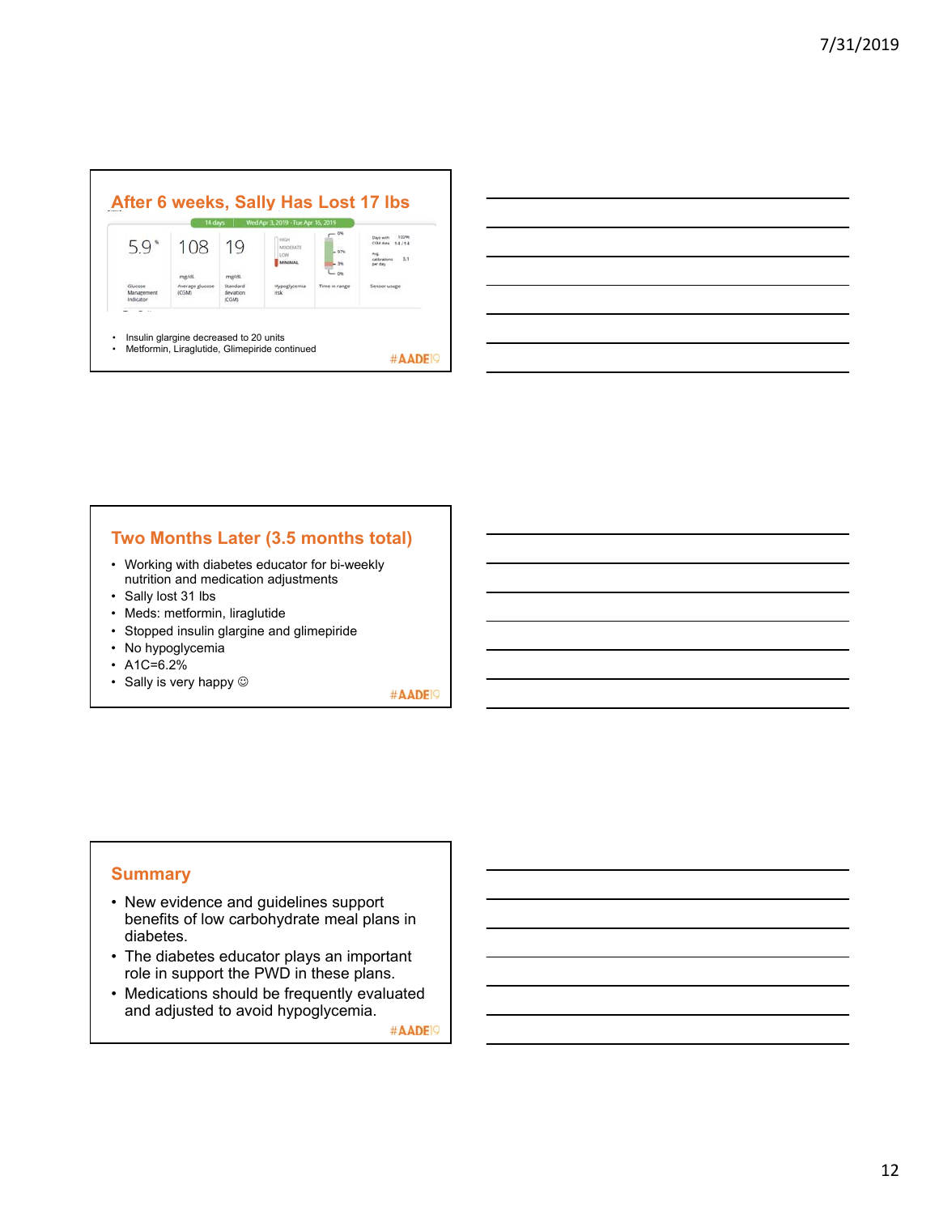## After 6 weeks, Sally Has Lost 17 lbs

14 days | Wed Apr 3, 2019 - Tue Apr 16, 2019

| 5.9% | 108 mg/dL | 19 mg/dL | HIGH / MODERATE / LOW / MINIMAL | 0% / 97% / 3% / 0% | Days with CGM data 100% 14/14; Avg. calibrations per day 3.1 |
|---|---|---|---|---|---|
| Glucose Management Indicator | Average glucose (CGM) | Standard deviation (CGM) | Hypoglycemia risk | Time in range | Sensor usage |

- Insulin glargine decreased to 20 units
- Metformin, Liraglutide, Glimepiride continued

#AADE19

## Two Months Later (3.5 months total)

- Working with diabetes educator for bi-weekly nutrition and medication adjustments
- Sally lost 31 lbs
- Meds: metformin, liraglutide
- Stopped insulin glargine and glimepiride
- No hypoglycemia
- A1C=6.2%
- Sally is very happy ☺

#AADE19

## Summary

- New evidence and guidelines support benefits of low carbohydrate meal plans in diabetes.
- The diabetes educator plays an important role in support the PWD in these plans.
- Medications should be frequently evaluated and adjusted to avoid hypoglycemia.

#AADE19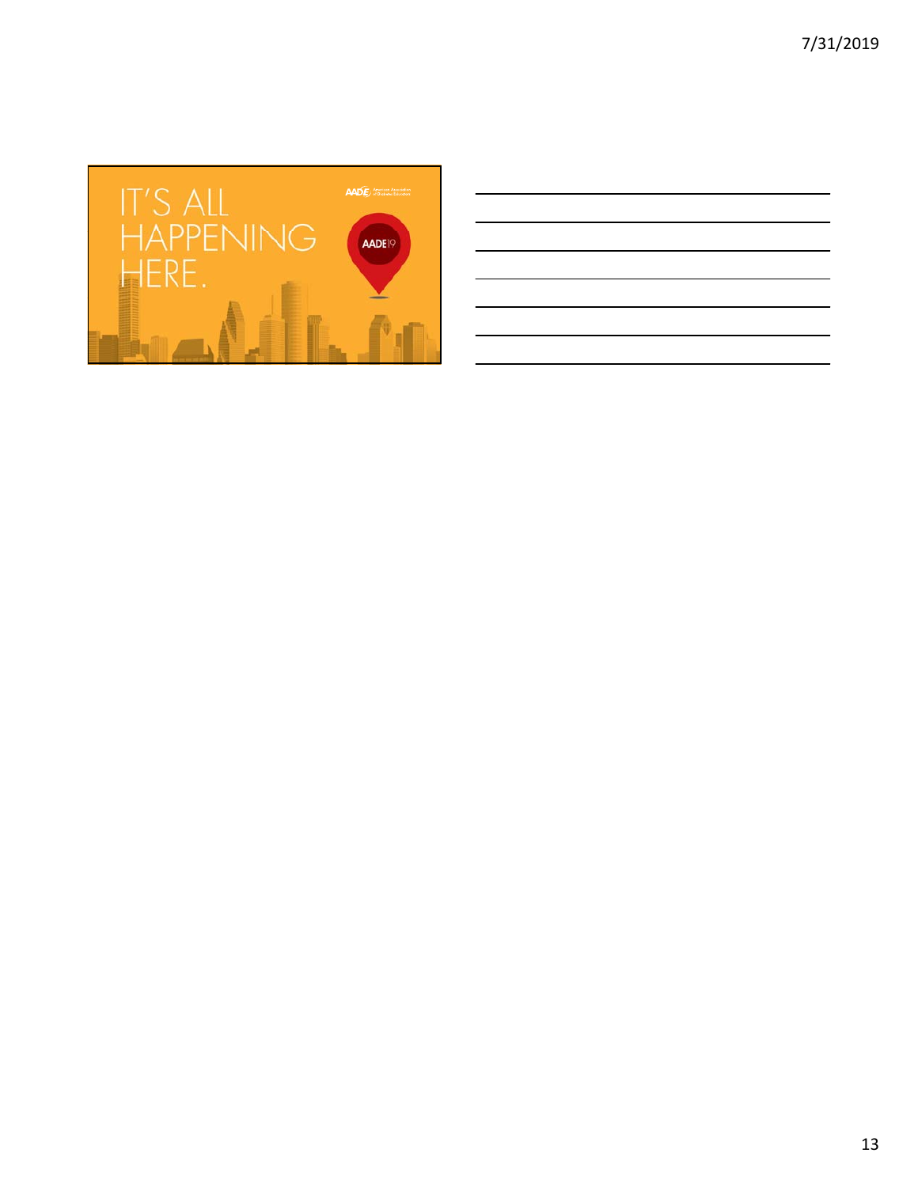IT'S ALL HAPPENING HERE.

AADE American Association of Diabetes Educators

AADE19